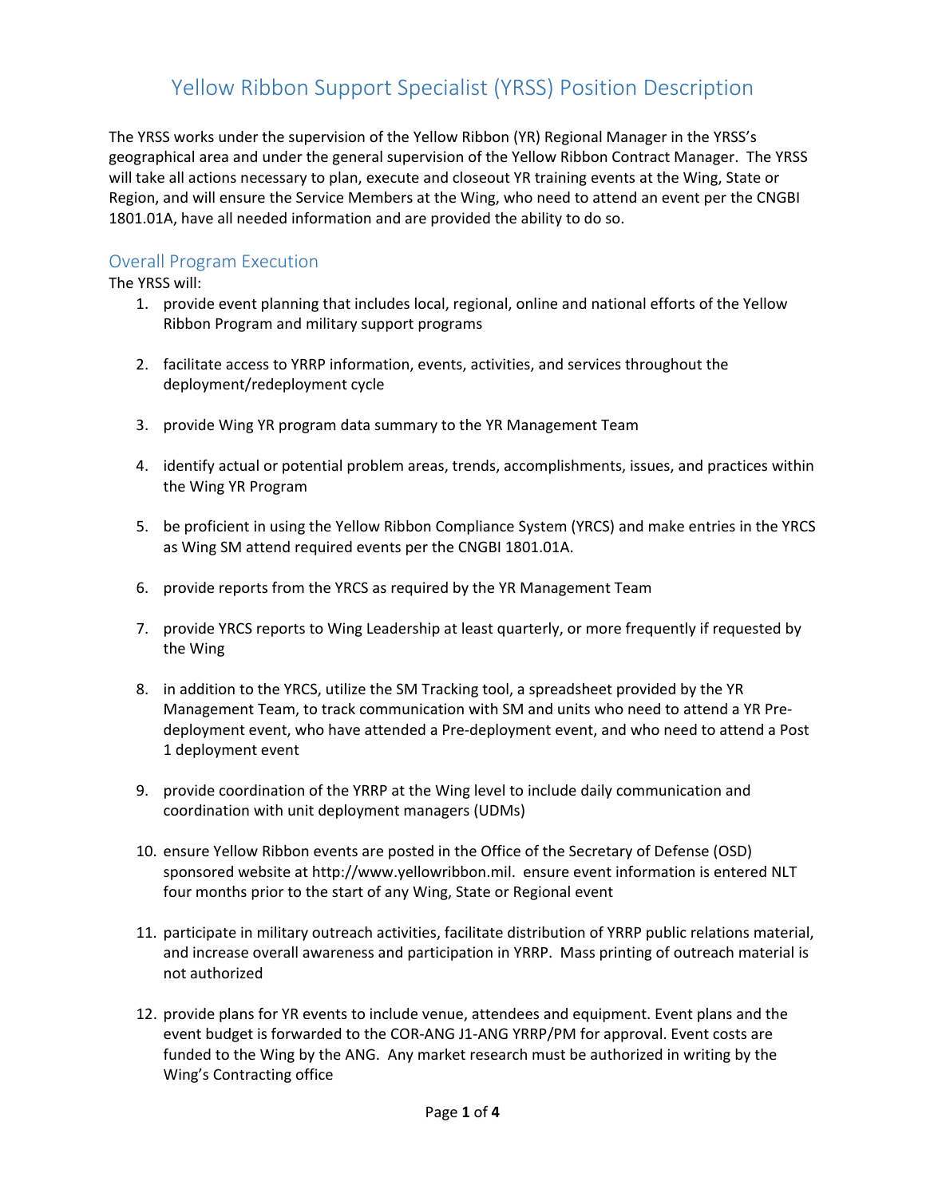# Yellow Ribbon Support Specialist (YRSS) Position Description

The YRSS works under the supervision of the Yellow Ribbon (YR) Regional Manager in the YRSS's geographical area and under the general supervision of the Yellow Ribbon Contract Manager. The YRSS will take all actions necessary to plan, execute and closeout YR training events at the Wing, State or Region, and will ensure the Service Members at the Wing, who need to attend an event per the CNGBI 1801.01A, have all needed information and are provided the ability to do so.

## Overall Program Execution

The YRSS will:

1. provide event planning that includes local, regional, online and national efforts of the Yellow Ribbon Program and military support programs

2. facilitate access to YRRP information, events, activities, and services throughout the deployment/redeployment cycle

3. provide Wing YR program data summary to the YR Management Team

4. identify actual or potential problem areas, trends, accomplishments, issues, and practices within the Wing YR Program

5. be proficient in using the Yellow Ribbon Compliance System (YRCS) and make entries in the YRCS as Wing SM attend required events per the CNGBI 1801.01A.

6. provide reports from the YRCS as required by the YR Management Team

7. provide YRCS reports to Wing Leadership at least quarterly, or more frequently if requested by the Wing

8. in addition to the YRCS, utilize the SM Tracking tool, a spreadsheet provided by the YR Management Team, to track communication with SM and units who need to attend a YR Pre-deployment event, who have attended a Pre-deployment event, and who need to attend a Post 1 deployment event

9. provide coordination of the YRRP at the Wing level to include daily communication and coordination with unit deployment managers (UDMs)

10. ensure Yellow Ribbon events are posted in the Office of the Secretary of Defense (OSD) sponsored website at http://www.yellowribbon.mil. ensure event information is entered NLT four months prior to the start of any Wing, State or Regional event

11. participate in military outreach activities, facilitate distribution of YRRP public relations material, and increase overall awareness and participation in YRRP. Mass printing of outreach material is not authorized

12. provide plans for YR events to include venue, attendees and equipment. Event plans and the event budget is forwarded to the COR-ANG J1-ANG YRRP/PM for approval. Event costs are funded to the Wing by the ANG. Any market research must be authorized in writing by the Wing's Contracting office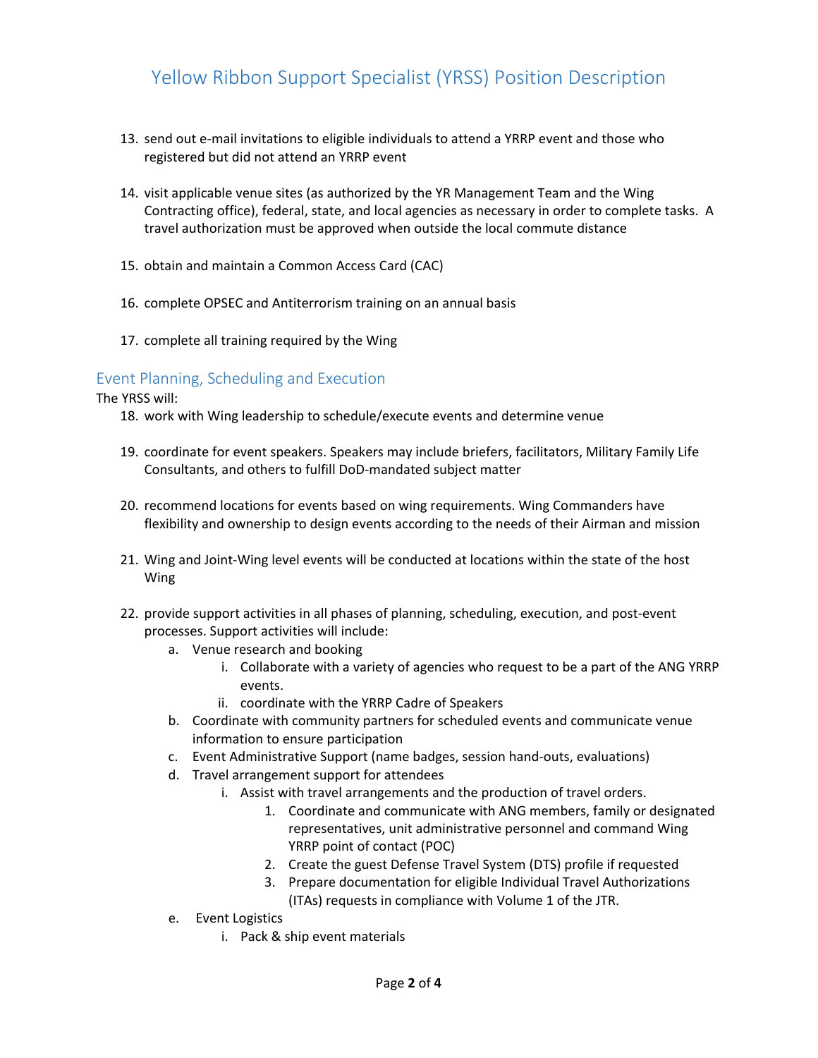13. send out e-mail invitations to eligible individuals to attend a YRRP event and those who registered but did not attend an YRRP event

14. visit applicable venue sites (as authorized by the YR Management Team and the Wing Contracting office), federal, state, and local agencies as necessary in order to complete tasks. A travel authorization must be approved when outside the local commute distance

15. obtain and maintain a Common Access Card (CAC)

16. complete OPSEC and Antiterrorism training on an annual basis

17. complete all training required by the Wing

## Event Planning, Scheduling and Execution

The YRSS will:

18. work with Wing leadership to schedule/execute events and determine venue

19. coordinate for event speakers. Speakers may include briefers, facilitators, Military Family Life Consultants, and others to fulfill DoD-mandated subject matter

20. recommend locations for events based on wing requirements. Wing Commanders have flexibility and ownership to design events according to the needs of their Airman and mission

21. Wing and Joint-Wing level events will be conducted at locations within the state of the host Wing

22. provide support activities in all phases of planning, scheduling, execution, and post-event processes. Support activities will include:
    a. Venue research and booking
        i. Collaborate with a variety of agencies who request to be a part of the ANG YRRP events.
        ii. coordinate with the YRRP Cadre of Speakers
    b. Coordinate with community partners for scheduled events and communicate venue information to ensure participation
    c. Event Administrative Support (name badges, session hand-outs, evaluations)
    d. Travel arrangement support for attendees
        i. Assist with travel arrangements and the production of travel orders.
            1. Coordinate and communicate with ANG members, family or designated representatives, unit administrative personnel and command Wing YRRP point of contact (POC)
            2. Create the guest Defense Travel System (DTS) profile if requested
            3. Prepare documentation for eligible Individual Travel Authorizations (ITAs) requests in compliance with Volume 1 of the JTR.
    e. Event Logistics
        i. Pack & ship event materials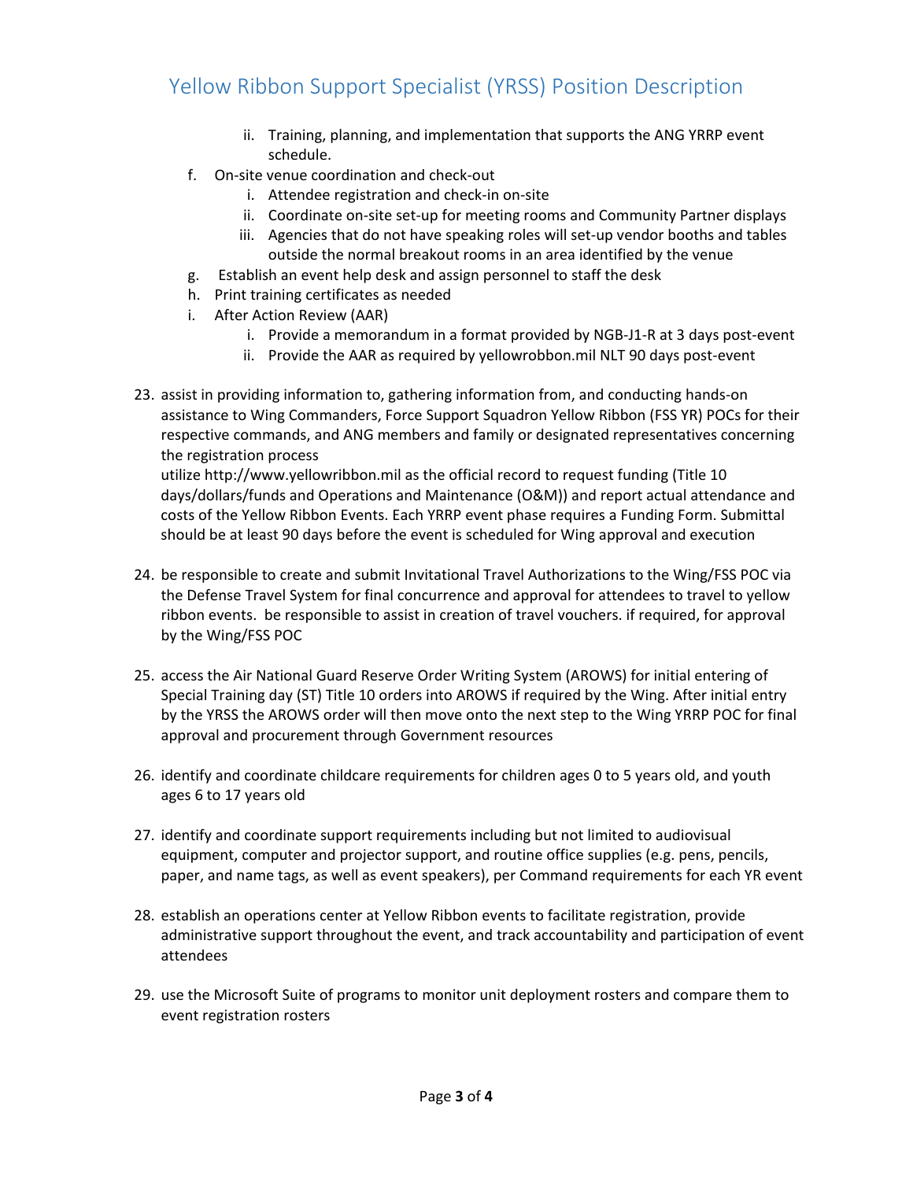# Yellow Ribbon Support Specialist (YRSS) Position Description

   ii. Training, planning, and implementation that supports the ANG YRRP event schedule.

f. On-site venue coordination and check-out
   i. Attendee registration and check-in on-site
   ii. Coordinate on-site set-up for meeting rooms and Community Partner displays
   iii. Agencies that do not have speaking roles will set-up vendor booths and tables outside the normal breakout rooms in an area identified by the venue

g. Establish an event help desk and assign personnel to staff the desk

h. Print training certificates as needed

i. After Action Review (AAR)
   i. Provide a memorandum in a format provided by NGB-J1-R at 3 days post-event
   ii. Provide the AAR as required by yellowrobbon.mil NLT 90 days post-event

23. assist in providing information to, gathering information from, and conducting hands-on assistance to Wing Commanders, Force Support Squadron Yellow Ribbon (FSS YR) POCs for their respective commands, and ANG members and family or designated representatives concerning the registration process
    utilize http://www.yellowribbon.mil as the official record to request funding (Title 10 days/dollars/funds and Operations and Maintenance (O&M)) and report actual attendance and costs of the Yellow Ribbon Events. Each YRRP event phase requires a Funding Form. Submittal should be at least 90 days before the event is scheduled for Wing approval and execution

24. be responsible to create and submit Invitational Travel Authorizations to the Wing/FSS POC via the Defense Travel System for final concurrence and approval for attendees to travel to yellow ribbon events. be responsible to assist in creation of travel vouchers. if required, for approval by the Wing/FSS POC

25. access the Air National Guard Reserve Order Writing System (AROWS) for initial entering of Special Training day (ST) Title 10 orders into AROWS if required by the Wing. After initial entry by the YRSS the AROWS order will then move onto the next step to the Wing YRRP POC for final approval and procurement through Government resources

26. identify and coordinate childcare requirements for children ages 0 to 5 years old, and youth ages 6 to 17 years old

27. identify and coordinate support requirements including but not limited to audiovisual equipment, computer and projector support, and routine office supplies (e.g. pens, pencils, paper, and name tags, as well as event speakers), per Command requirements for each YR event

28. establish an operations center at Yellow Ribbon events to facilitate registration, provide administrative support throughout the event, and track accountability and participation of event attendees

29. use the Microsoft Suite of programs to monitor unit deployment rosters and compare them to event registration rosters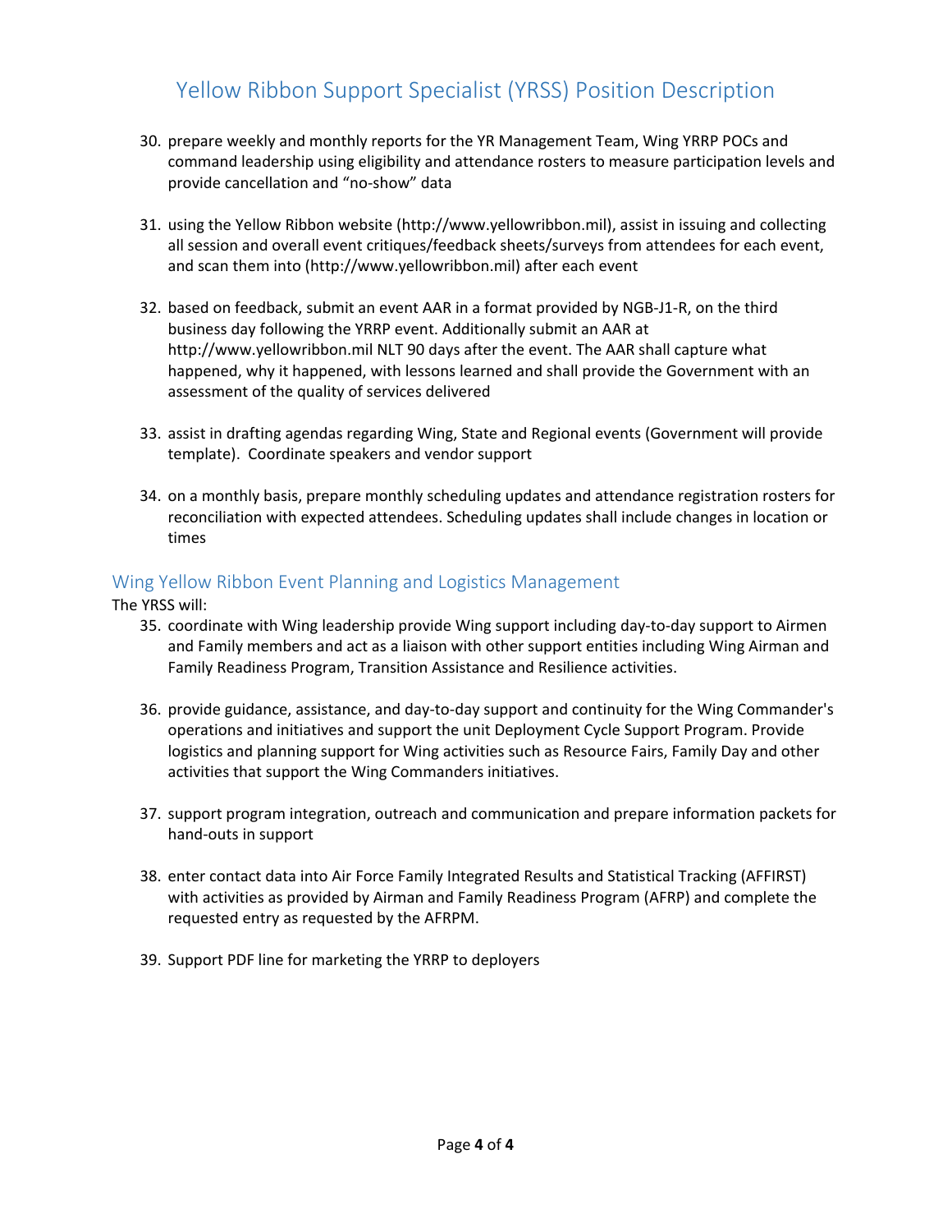30. prepare weekly and monthly reports for the YR Management Team, Wing YRRP POCs and command leadership using eligibility and attendance rosters to measure participation levels and provide cancellation and "no-show" data

31. using the Yellow Ribbon website (http://www.yellowribbon.mil), assist in issuing and collecting all session and overall event critiques/feedback sheets/surveys from attendees for each event, and scan them into (http://www.yellowribbon.mil) after each event

32. based on feedback, submit an event AAR in a format provided by NGB-J1-R, on the third business day following the YRRP event. Additionally submit an AAR at http://www.yellowribbon.mil NLT 90 days after the event. The AAR shall capture what happened, why it happened, with lessons learned and shall provide the Government with an assessment of the quality of services delivered

33. assist in drafting agendas regarding Wing, State and Regional events (Government will provide template). Coordinate speakers and vendor support

34. on a monthly basis, prepare monthly scheduling updates and attendance registration rosters for reconciliation with expected attendees. Scheduling updates shall include changes in location or times

## Wing Yellow Ribbon Event Planning and Logistics Management

The YRSS will:

35. coordinate with Wing leadership provide Wing support including day-to-day support to Airmen and Family members and act as a liaison with other support entities including Wing Airman and Family Readiness Program, Transition Assistance and Resilience activities.

36. provide guidance, assistance, and day-to-day support and continuity for the Wing Commander's operations and initiatives and support the unit Deployment Cycle Support Program. Provide logistics and planning support for Wing activities such as Resource Fairs, Family Day and other activities that support the Wing Commanders initiatives.

37. support program integration, outreach and communication and prepare information packets for hand-outs in support

38. enter contact data into Air Force Family Integrated Results and Statistical Tracking (AFFIRST) with activities as provided by Airman and Family Readiness Program (AFRP) and complete the requested entry as requested by the AFRPM.

39. Support PDF line for marketing the YRRP to deployers